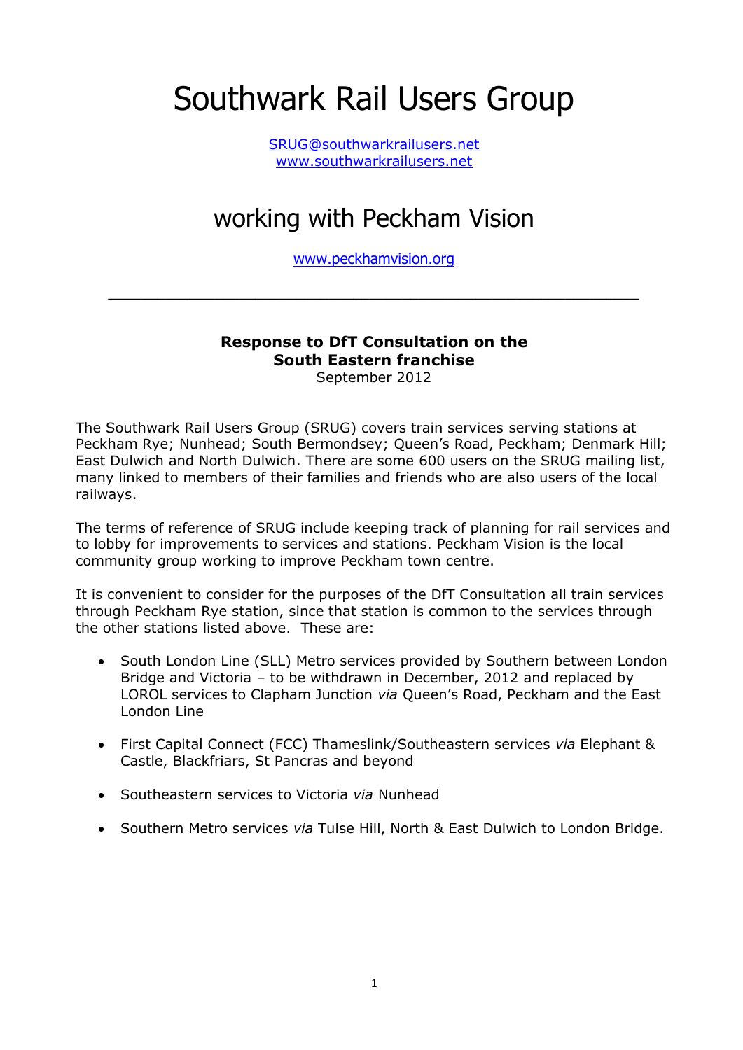# Southwark Rail Users Group

[SRUG@southwarkrailusers.net](mailto:SRUG@southwarkrailusers.net)
[www.southwarkrailusers.net](http://www.southwarkrailusers.net)

## working with Peckham Vision

[www.peckhamvision.org](http://www.peckhamvision.org)

---

**Response to DfT Consultation on the South Eastern franchise**
September 2012

The Southwark Rail Users Group (SRUG) covers train services serving stations at Peckham Rye; Nunhead; South Bermondsey; Queen's Road, Peckham; Denmark Hill; East Dulwich and North Dulwich. There are some 600 users on the SRUG mailing list, many linked to members of their families and friends who are also users of the local railways.

The terms of reference of SRUG include keeping track of planning for rail services and to lobby for improvements to services and stations. Peckham Vision is the local community group working to improve Peckham town centre.

It is convenient to consider for the purposes of the DfT Consultation all train services through Peckham Rye station, since that station is common to the services through the other stations listed above. These are:

- South London Line (SLL) Metro services provided by Southern between London Bridge and Victoria – to be withdrawn in December, 2012 and replaced by LOROL services to Clapham Junction *via* Queen's Road, Peckham and the East London Line
- First Capital Connect (FCC) Thameslink/Southeastern services *via* Elephant & Castle, Blackfriars, St Pancras and beyond
- Southeastern services to Victoria *via* Nunhead
- Southern Metro services *via* Tulse Hill, North & East Dulwich to London Bridge.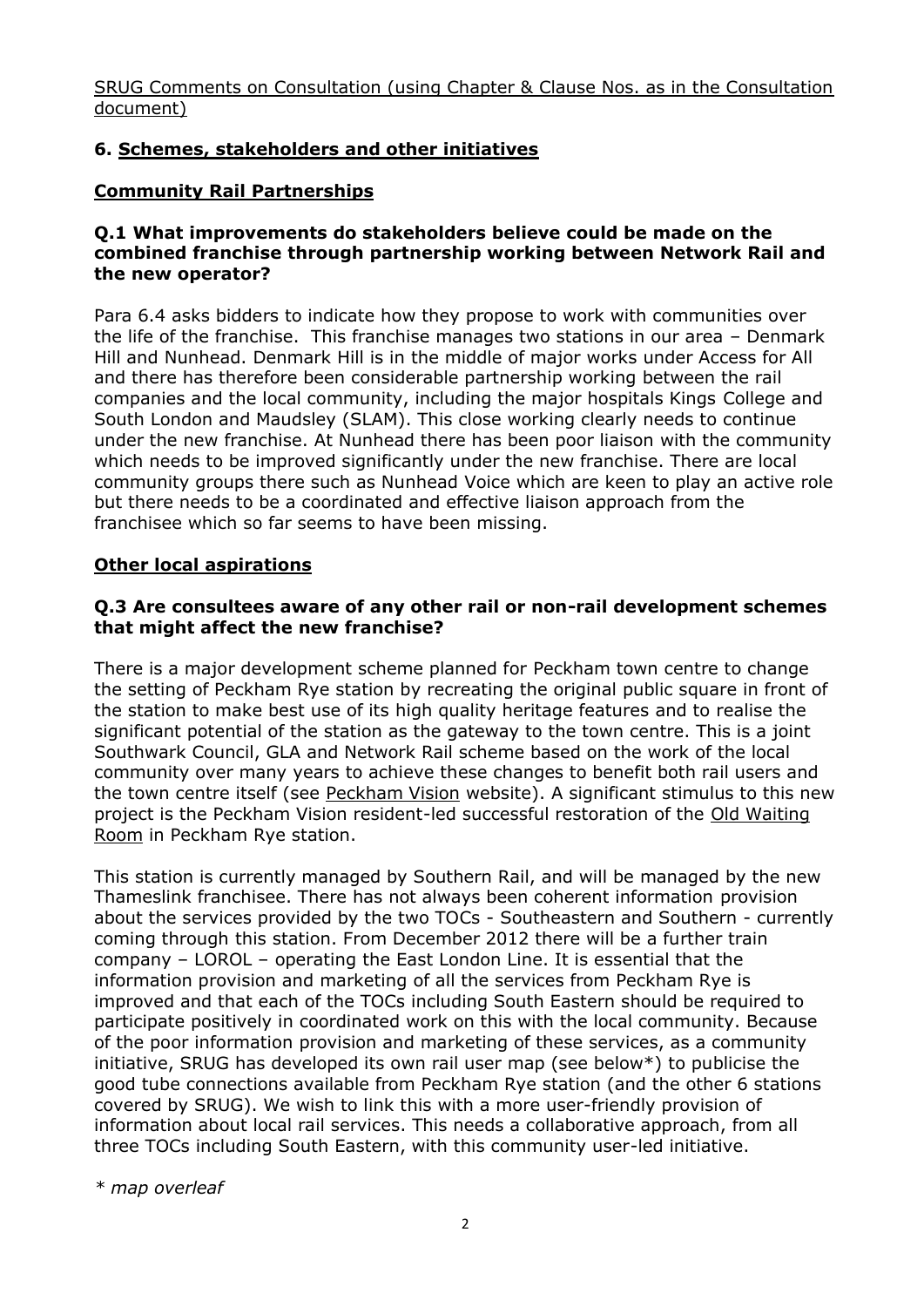SRUG Comments on Consultation (using Chapter & Clause Nos. as in the Consultation document)

## 6. Schemes, stakeholders and other initiatives

### Community Rail Partnerships

**Q.1 What improvements do stakeholders believe could be made on the combined franchise through partnership working between Network Rail and the new operator?**

Para 6.4 asks bidders to indicate how they propose to work with communities over the life of the franchise. This franchise manages two stations in our area – Denmark Hill and Nunhead. Denmark Hill is in the middle of major works under Access for All and there has therefore been considerable partnership working between the rail companies and the local community, including the major hospitals Kings College and South London and Maudsley (SLAM). This close working clearly needs to continue under the new franchise. At Nunhead there has been poor liaison with the community which needs to be improved significantly under the new franchise. There are local community groups there such as Nunhead Voice which are keen to play an active role but there needs to be a coordinated and effective liaison approach from the franchisee which so far seems to have been missing.

### Other local aspirations

**Q.3 Are consultees aware of any other rail or non-rail development schemes that might affect the new franchise?**

There is a major development scheme planned for Peckham town centre to change the setting of Peckham Rye station by recreating the original public square in front of the station to make best use of its high quality heritage features and to realise the significant potential of the station as the gateway to the town centre. This is a joint Southwark Council, GLA and Network Rail scheme based on the work of the local community over many years to achieve these changes to benefit both rail users and the town centre itself (see Peckham Vision website). A significant stimulus to this new project is the Peckham Vision resident-led successful restoration of the Old Waiting Room in Peckham Rye station.

This station is currently managed by Southern Rail, and will be managed by the new Thameslink franchisee. There has not always been coherent information provision about the services provided by the two TOCs - Southeastern and Southern - currently coming through this station. From December 2012 there will be a further train company – LOROL – operating the East London Line. It is essential that the information provision and marketing of all the services from Peckham Rye is improved and that each of the TOCs including South Eastern should be required to participate positively in coordinated work on this with the local community. Because of the poor information provision and marketing of these services, as a community initiative, SRUG has developed its own rail user map (see below*) to publicise the good tube connections available from Peckham Rye station (and the other 6 stations covered by SRUG). We wish to link this with a more user-friendly provision of information about local rail services. This needs a collaborative approach, from all three TOCs including South Eastern, with this community user-led initiative.

*\* map overleaf*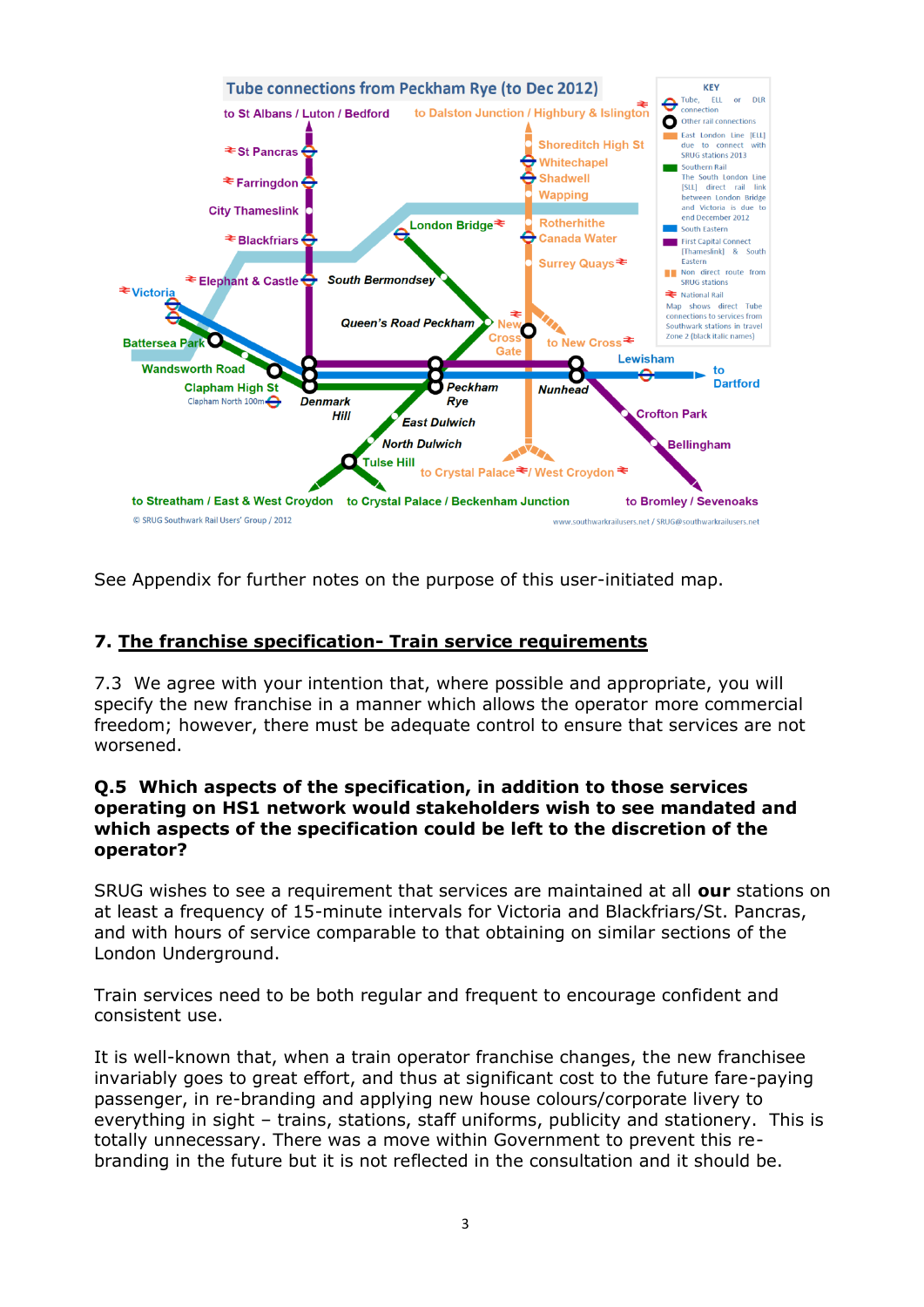See Appendix for further notes on the purpose of this user-initiated map.

## 7. The franchise specification- Train service requirements

7.3 We agree with your intention that, where possible and appropriate, you will specify the new franchise in a manner which allows the operator more commercial freedom; however, there must be adequate control to ensure that services are not worsened.

**Q.5 Which aspects of the specification, in addition to those services operating on HS1 network would stakeholders wish to see mandated and which aspects of the specification could be left to the discretion of the operator?**

SRUG wishes to see a requirement that services are maintained at all **our** stations on at least a frequency of 15-minute intervals for Victoria and Blackfriars/St. Pancras, and with hours of service comparable to that obtaining on similar sections of the London Underground.

Train services need to be both regular and frequent to encourage confident and consistent use.

It is well-known that, when a train operator franchise changes, the new franchisee invariably goes to great effort, and thus at significant cost to the future fare-paying passenger, in re-branding and applying new house colours/corporate livery to everything in sight – trains, stations, staff uniforms, publicity and stationery. This is totally unnecessary. There was a move within Government to prevent this re-branding in the future but it is not reflected in the consultation and it should be.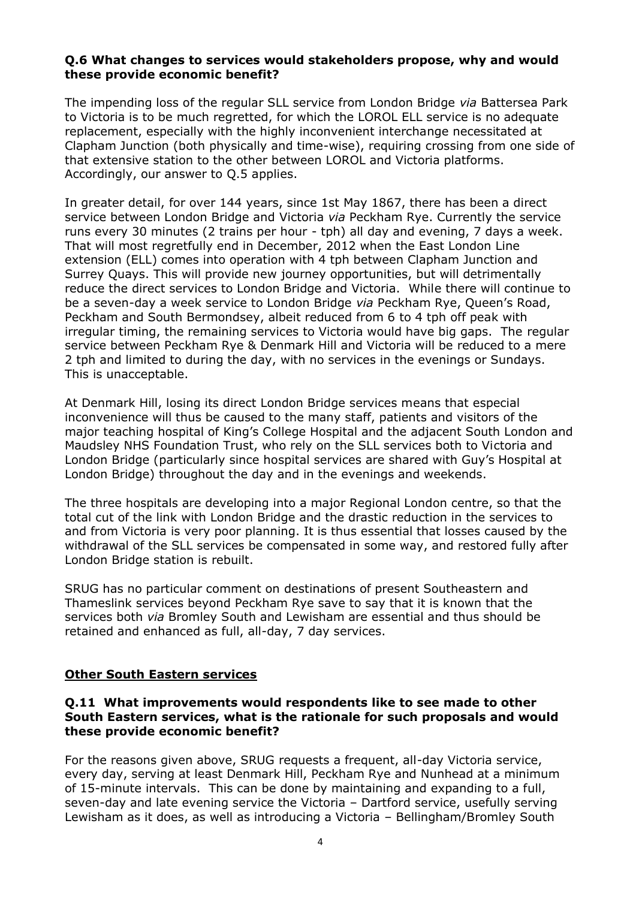**Q.6 What changes to services would stakeholders propose, why and would these provide economic benefit?**

The impending loss of the regular SLL service from London Bridge *via* Battersea Park to Victoria is to be much regretted, for which the LOROL ELL service is no adequate replacement, especially with the highly inconvenient interchange necessitated at Clapham Junction (both physically and time-wise), requiring crossing from one side of that extensive station to the other between LOROL and Victoria platforms. Accordingly, our answer to Q.5 applies.

In greater detail, for over 144 years, since 1st May 1867, there has been a direct service between London Bridge and Victoria *via* Peckham Rye. Currently the service runs every 30 minutes (2 trains per hour - tph) all day and evening, 7 days a week. That will most regretfully end in December, 2012 when the East London Line extension (ELL) comes into operation with 4 tph between Clapham Junction and Surrey Quays. This will provide new journey opportunities, but will detrimentally reduce the direct services to London Bridge and Victoria. While there will continue to be a seven-day a week service to London Bridge *via* Peckham Rye, Queen's Road, Peckham and South Bermondsey, albeit reduced from 6 to 4 tph off peak with irregular timing, the remaining services to Victoria would have big gaps. The regular service between Peckham Rye & Denmark Hill and Victoria will be reduced to a mere 2 tph and limited to during the day, with no services in the evenings or Sundays. This is unacceptable.

At Denmark Hill, losing its direct London Bridge services means that especial inconvenience will thus be caused to the many staff, patients and visitors of the major teaching hospital of King's College Hospital and the adjacent South London and Maudsley NHS Foundation Trust, who rely on the SLL services both to Victoria and London Bridge (particularly since hospital services are shared with Guy's Hospital at London Bridge) throughout the day and in the evenings and weekends.

The three hospitals are developing into a major Regional London centre, so that the total cut of the link with London Bridge and the drastic reduction in the services to and from Victoria is very poor planning. It is thus essential that losses caused by the withdrawal of the SLL services be compensated in some way, and restored fully after London Bridge station is rebuilt.

SRUG has no particular comment on destinations of present Southeastern and Thameslink services beyond Peckham Rye save to say that it is known that the services both *via* Bromley South and Lewisham are essential and thus should be retained and enhanced as full, all-day, 7 day services.

## Other South Eastern services

**Q.11 What improvements would respondents like to see made to other South Eastern services, what is the rationale for such proposals and would these provide economic benefit?**

For the reasons given above, SRUG requests a frequent, all-day Victoria service, every day, serving at least Denmark Hill, Peckham Rye and Nunhead at a minimum of 15-minute intervals. This can be done by maintaining and expanding to a full, seven-day and late evening service the Victoria – Dartford service, usefully serving Lewisham as it does, as well as introducing a Victoria – Bellingham/Bromley South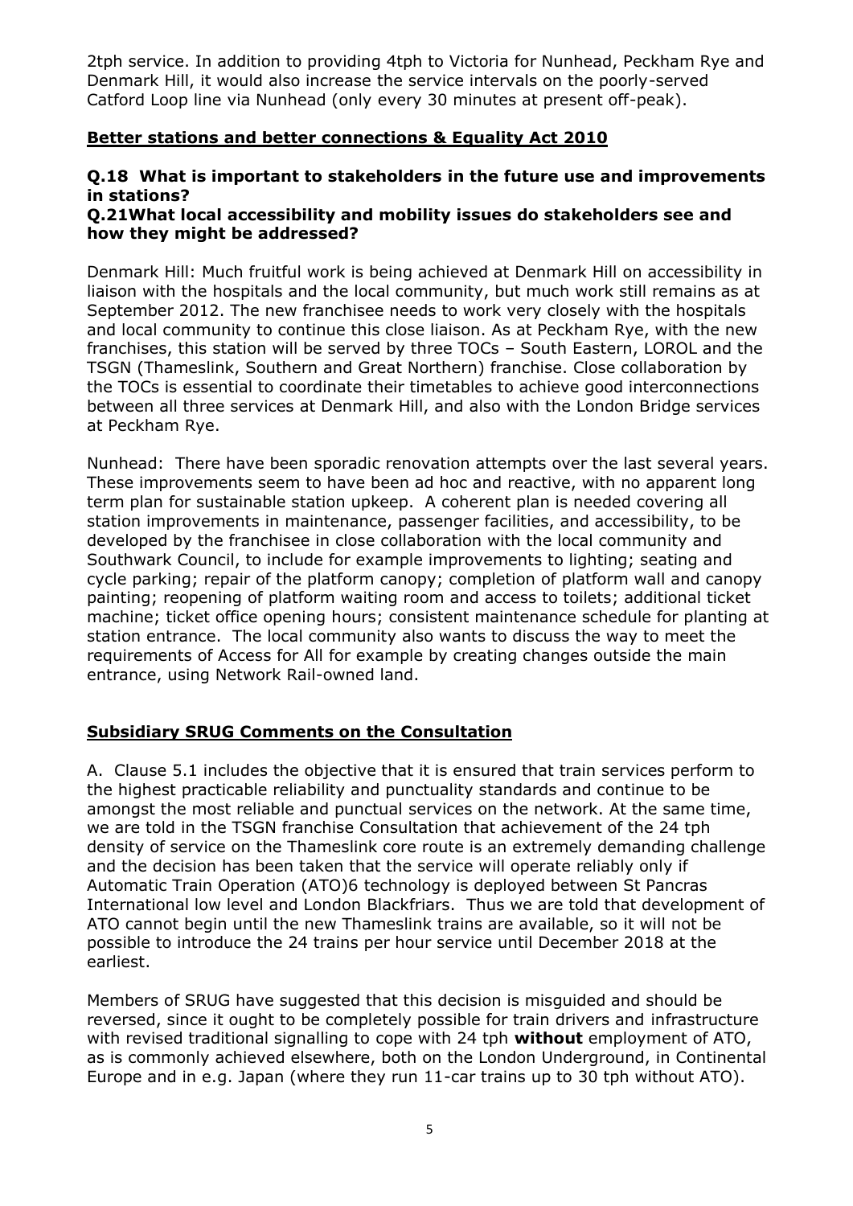2tph service. In addition to providing 4tph to Victoria for Nunhead, Peckham Rye and Denmark Hill, it would also increase the service intervals on the poorly-served Catford Loop line via Nunhead (only every 30 minutes at present off-peak).

## **Better stations and better connections & Equality Act 2010**

### Q.18 What is important to stakeholders in the future use and improvements in stations?

### Q.21What local accessibility and mobility issues do stakeholders see and how they might be addressed?

Denmark Hill: Much fruitful work is being achieved at Denmark Hill on accessibility in liaison with the hospitals and the local community, but much work still remains as at September 2012. The new franchisee needs to work very closely with the hospitals and local community to continue this close liaison. As at Peckham Rye, with the new franchises, this station will be served by three TOCs – South Eastern, LOROL and the TSGN (Thameslink, Southern and Great Northern) franchise. Close collaboration by the TOCs is essential to coordinate their timetables to achieve good interconnections between all three services at Denmark Hill, and also with the London Bridge services at Peckham Rye.

Nunhead: There have been sporadic renovation attempts over the last several years. These improvements seem to have been ad hoc and reactive, with no apparent long term plan for sustainable station upkeep. A coherent plan is needed covering all station improvements in maintenance, passenger facilities, and accessibility, to be developed by the franchisee in close collaboration with the local community and Southwark Council, to include for example improvements to lighting; seating and cycle parking; repair of the platform canopy; completion of platform wall and canopy painting; reopening of platform waiting room and access to toilets; additional ticket machine; ticket office opening hours; consistent maintenance schedule for planting at station entrance. The local community also wants to discuss the way to meet the requirements of Access for All for example by creating changes outside the main entrance, using Network Rail-owned land.

## **Subsidiary SRUG Comments on the Consultation**

A. Clause 5.1 includes the objective that it is ensured that train services perform to the highest practicable reliability and punctuality standards and continue to be amongst the most reliable and punctual services on the network. At the same time, we are told in the TSGN franchise Consultation that achievement of the 24 tph density of service on the Thameslink core route is an extremely demanding challenge and the decision has been taken that the service will operate reliably only if Automatic Train Operation (ATO)6 technology is deployed between St Pancras International low level and London Blackfriars. Thus we are told that development of ATO cannot begin until the new Thameslink trains are available, so it will not be possible to introduce the 24 trains per hour service until December 2018 at the earliest.

Members of SRUG have suggested that this decision is misguided and should be reversed, since it ought to be completely possible for train drivers and infrastructure with revised traditional signalling to cope with 24 tph **without** employment of ATO, as is commonly achieved elsewhere, both on the London Underground, in Continental Europe and in e.g. Japan (where they run 11-car trains up to 30 tph without ATO).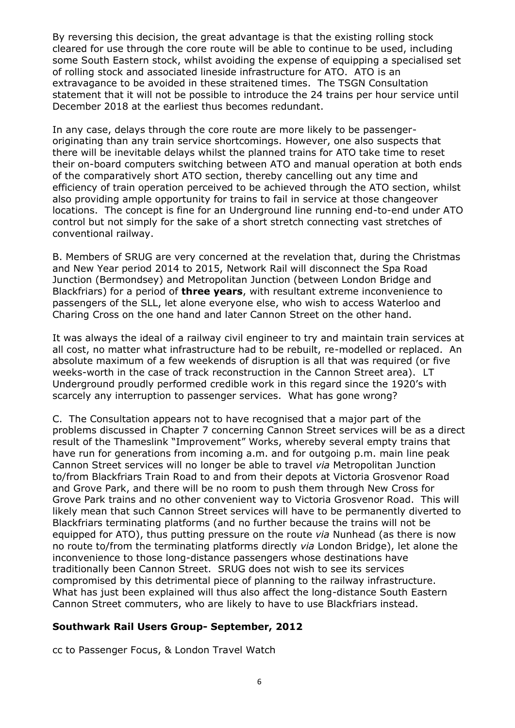By reversing this decision, the great advantage is that the existing rolling stock cleared for use through the core route will be able to continue to be used, including some South Eastern stock, whilst avoiding the expense of equipping a specialised set of rolling stock and associated lineside infrastructure for ATO. ATO is an extravagance to be avoided in these straitened times. The TSGN Consultation statement that it will not be possible to introduce the 24 trains per hour service until December 2018 at the earliest thus becomes redundant.

In any case, delays through the core route are more likely to be passenger-originating than any train service shortcomings. However, one also suspects that there will be inevitable delays whilst the planned trains for ATO take time to reset their on-board computers switching between ATO and manual operation at both ends of the comparatively short ATO section, thereby cancelling out any time and efficiency of train operation perceived to be achieved through the ATO section, whilst also providing ample opportunity for trains to fail in service at those changeover locations. The concept is fine for an Underground line running end-to-end under ATO control but not simply for the sake of a short stretch connecting vast stretches of conventional railway.

B. Members of SRUG are very concerned at the revelation that, during the Christmas and New Year period 2014 to 2015, Network Rail will disconnect the Spa Road Junction (Bermondsey) and Metropolitan Junction (between London Bridge and Blackfriars) for a period of **three years**, with resultant extreme inconvenience to passengers of the SLL, let alone everyone else, who wish to access Waterloo and Charing Cross on the one hand and later Cannon Street on the other hand.

It was always the ideal of a railway civil engineer to try and maintain train services at all cost, no matter what infrastructure had to be rebuilt, re-modelled or replaced. An absolute maximum of a few weekends of disruption is all that was required (or five weeks-worth in the case of track reconstruction in the Cannon Street area). LT Underground proudly performed credible work in this regard since the 1920's with scarcely any interruption to passenger services. What has gone wrong?

C. The Consultation appears not to have recognised that a major part of the problems discussed in Chapter 7 concerning Cannon Street services will be as a direct result of the Thameslink "Improvement" Works, whereby several empty trains that have run for generations from incoming a.m. and for outgoing p.m. main line peak Cannon Street services will no longer be able to travel *via* Metropolitan Junction to/from Blackfriars Train Road to and from their depots at Victoria Grosvenor Road and Grove Park, and there will be no room to push them through New Cross for Grove Park trains and no other convenient way to Victoria Grosvenor Road. This will likely mean that such Cannon Street services will have to be permanently diverted to Blackfriars terminating platforms (and no further because the trains will not be equipped for ATO), thus putting pressure on the route *via* Nunhead (as there is now no route to/from the terminating platforms directly *via* London Bridge), let alone the inconvenience to those long-distance passengers whose destinations have traditionally been Cannon Street. SRUG does not wish to see its services compromised by this detrimental piece of planning to the railway infrastructure. What has just been explained will thus also affect the long-distance South Eastern Cannon Street commuters, who are likely to have to use Blackfriars instead.

**Southwark Rail Users Group- September, 2012**

cc to Passenger Focus, & London Travel Watch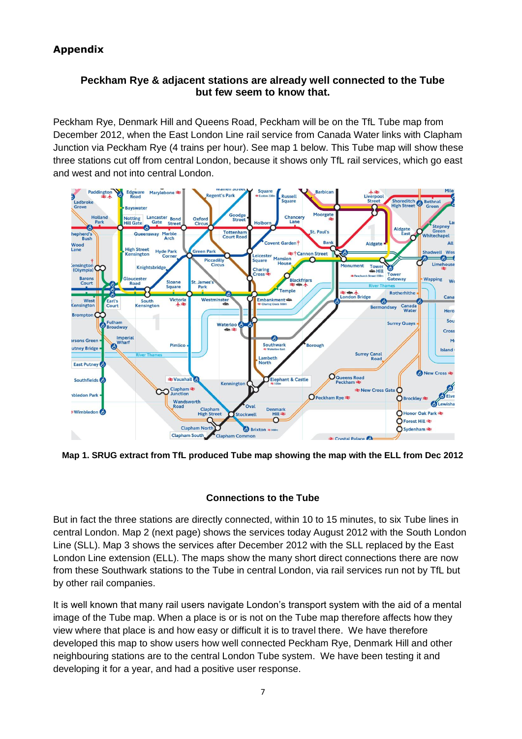## Appendix

### Peckham Rye & adjacent stations are already well connected to the Tube but few seem to know that.

Peckham Rye, Denmark Hill and Queens Road, Peckham will be on the TfL Tube map from December 2012, when the East London Line rail service from Canada Water links with Clapham Junction via Peckham Rye (4 trains per hour). See map 1 below. This Tube map will show these three stations cut off from central London, because it shows only TfL rail services, which go east and west and not into central London.

**Map 1. SRUG extract from TfL produced Tube map showing the map with the ELL from Dec 2012**

### Connections to the Tube

But in fact the three stations are directly connected, within 10 to 15 minutes, to six Tube lines in central London. Map 2 (next page) shows the services today August 2012 with the South London Line (SLL). Map 3 shows the services after December 2012 with the SLL replaced by the East London Line extension (ELL). The maps show the many short direct connections there are now from these Southwark stations to the Tube in central London, via rail services run not by TfL but by other rail companies.

It is well known that many rail users navigate London's transport system with the aid of a mental image of the Tube map. When a place is or is not on the Tube map therefore affects how they view where that place is and how easy or difficult it is to travel there. We have therefore developed this map to show users how well connected Peckham Rye, Denmark Hill and other neighbouring stations are to the central London Tube system. We have been testing it and developing it for a year, and had a positive user response.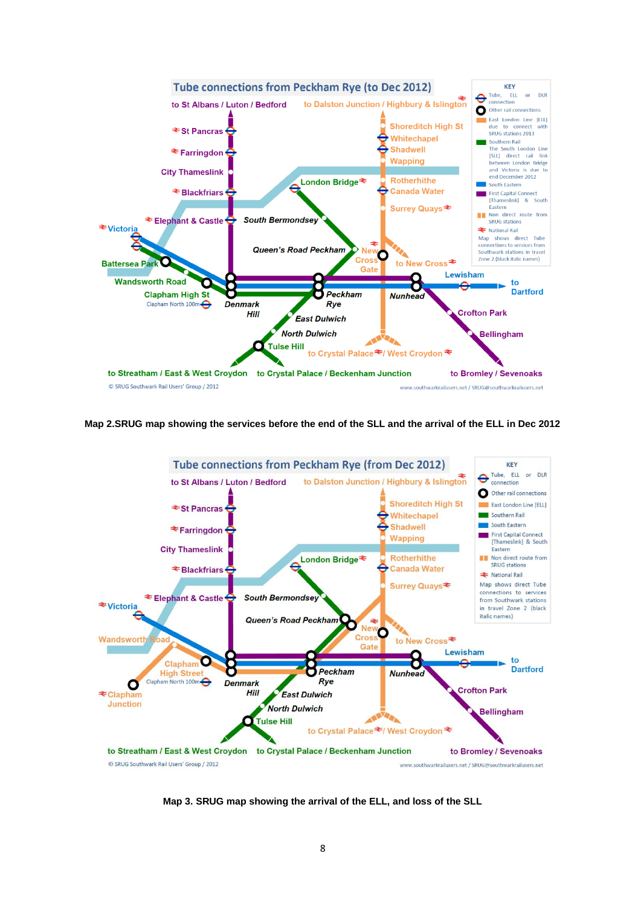Map 2.SRUG map showing the services before the end of the SLL and the arrival of the ELL in Dec 2012

Map 3. SRUG map showing the arrival of the ELL, and loss of the SLL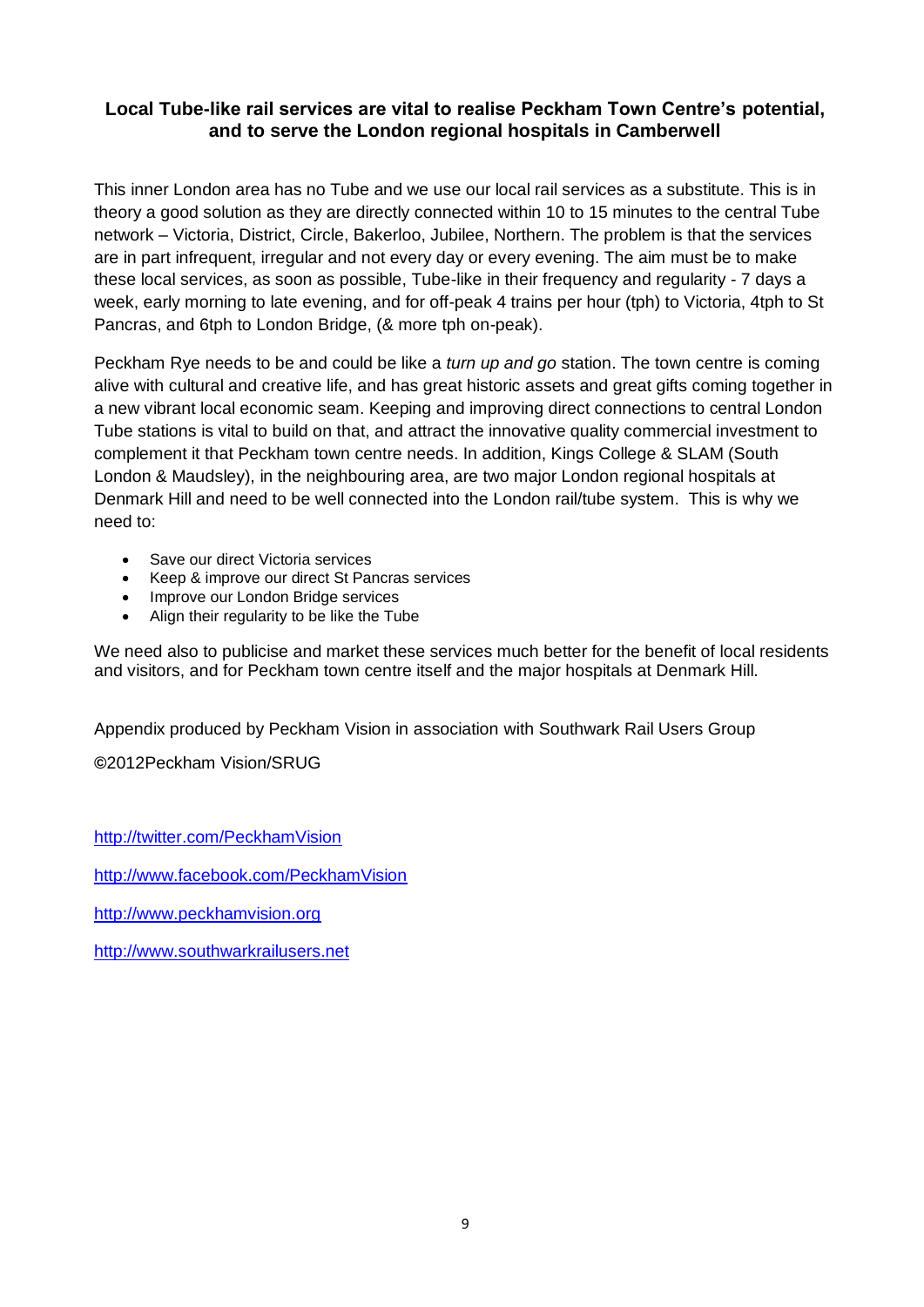**Local Tube-like rail services are vital to realise Peckham Town Centre's potential, and to serve the London regional hospitals in Camberwell**

This inner London area has no Tube and we use our local rail services as a substitute. This is in theory a good solution as they are directly connected within 10 to 15 minutes to the central Tube network – Victoria, District, Circle, Bakerloo, Jubilee, Northern. The problem is that the services are in part infrequent, irregular and not every day or every evening. The aim must be to make these local services, as soon as possible, Tube-like in their frequency and regularity - 7 days a week, early morning to late evening, and for off-peak 4 trains per hour (tph) to Victoria, 4tph to St Pancras, and 6tph to London Bridge, (& more tph on-peak).

Peckham Rye needs to be and could be like a *turn up and go* station. The town centre is coming alive with cultural and creative life, and has great historic assets and great gifts coming together in a new vibrant local economic seam. Keeping and improving direct connections to central London Tube stations is vital to build on that, and attract the innovative quality commercial investment to complement it that Peckham town centre needs. In addition, Kings College & SLAM (South London & Maudsley), in the neighbouring area, are two major London regional hospitals at Denmark Hill and need to be well connected into the London rail/tube system. This is why we need to:

- Save our direct Victoria services
- Keep & improve our direct St Pancras services
- Improve our London Bridge services
- Align their regularity to be like the Tube

We need also to publicise and market these services much better for the benefit of local residents and visitors, and for Peckham town centre itself and the major hospitals at Denmark Hill.

Appendix produced by Peckham Vision in association with Southwark Rail Users Group

©2012Peckham Vision/SRUG

http://twitter.com/PeckhamVision

http://www.facebook.com/PeckhamVision

http://www.peckhamvision.org

http://www.southwarkrailusers.net